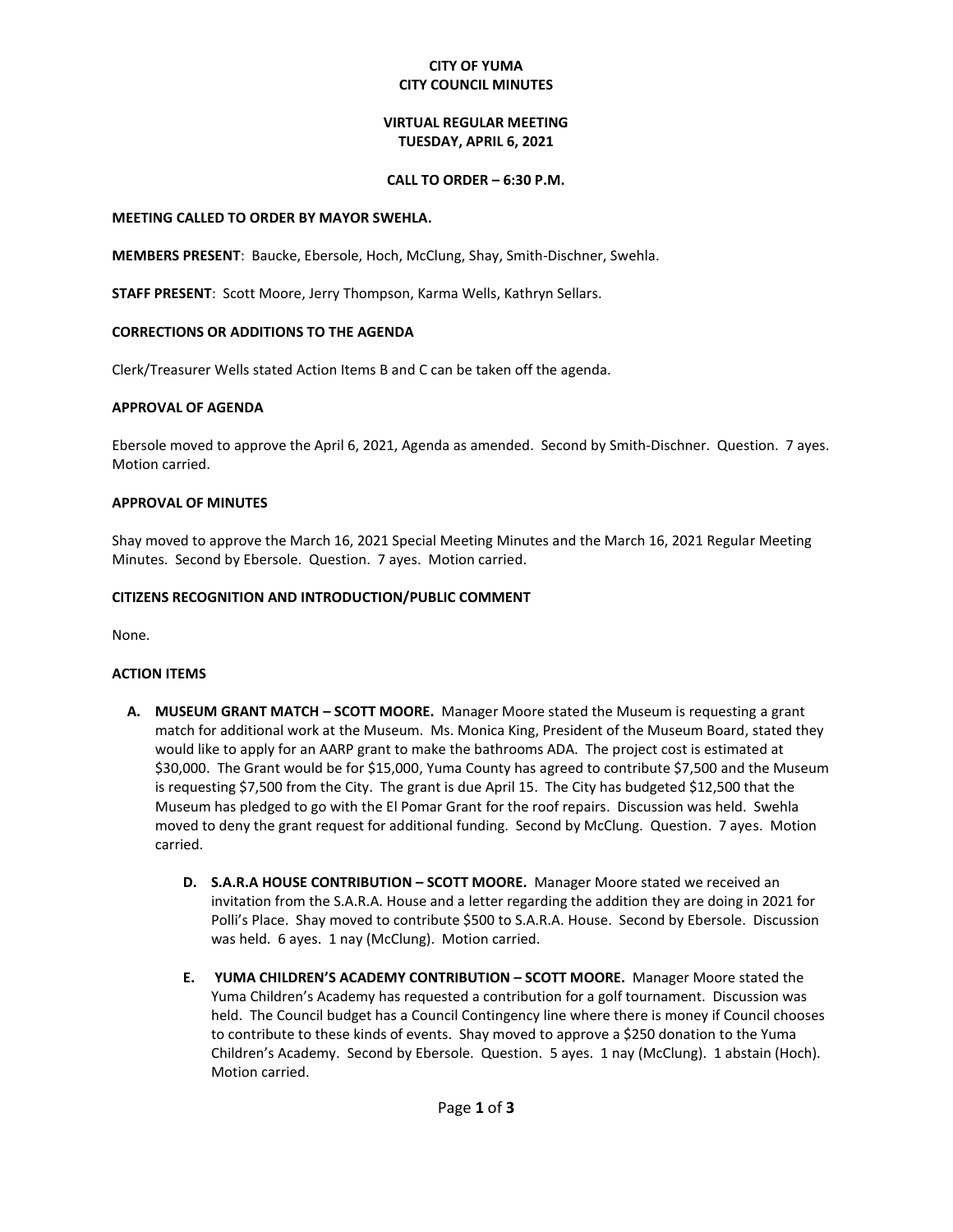**CITY OF YUMA**
**CITY COUNCIL MINUTES**

**VIRTUAL REGULAR MEETING**
**TUESDAY, APRIL 6, 2021**

**CALL TO ORDER – 6:30 P.M.**

**MEETING CALLED TO ORDER BY MAYOR SWEHLA.**

**MEMBERS PRESENT**: Baucke, Ebersole, Hoch, McClung, Shay, Smith-Dischner, Swehla.

**STAFF PRESENT**: Scott Moore, Jerry Thompson, Karma Wells, Kathryn Sellars.

**CORRECTIONS OR ADDITIONS TO THE AGENDA**

Clerk/Treasurer Wells stated Action Items B and C can be taken off the agenda.

**APPROVAL OF AGENDA**

Ebersole moved to approve the April 6, 2021, Agenda as amended. Second by Smith-Dischner. Question. 7 ayes. Motion carried.

**APPROVAL OF MINUTES**

Shay moved to approve the March 16, 2021 Special Meeting Minutes and the March 16, 2021 Regular Meeting Minutes. Second by Ebersole. Question. 7 ayes. Motion carried.

**CITIZENS RECOGNITION AND INTRODUCTION/PUBLIC COMMENT**

None.

**ACTION ITEMS**

- **A. MUSEUM GRANT MATCH – SCOTT MOORE.** Manager Moore stated the Museum is requesting a grant match for additional work at the Museum. Ms. Monica King, President of the Museum Board, stated they would like to apply for an AARP grant to make the bathrooms ADA. The project cost is estimated at $30,000. The Grant would be for $15,000, Yuma County has agreed to contribute $7,500 and the Museum is requesting $7,500 from the City. The grant is due April 15. The City has budgeted $12,500 that the Museum has pledged to go with the El Pomar Grant for the roof repairs. Discussion was held. Swehla moved to deny the grant request for additional funding. Second by McClung. Question. 7 ayes. Motion carried.

  - **D. S.A.R.A HOUSE CONTRIBUTION – SCOTT MOORE.** Manager Moore stated we received an invitation from the S.A.R.A. House and a letter regarding the addition they are doing in 2021 for Polli's Place. Shay moved to contribute $500 to S.A.R.A. House. Second by Ebersole. Discussion was held. 6 ayes. 1 nay (McClung). Motion carried.

  - **E. YUMA CHILDREN'S ACADEMY CONTRIBUTION – SCOTT MOORE.** Manager Moore stated the Yuma Children's Academy has requested a contribution for a golf tournament. Discussion was held. The Council budget has a Council Contingency line where there is money if Council chooses to contribute to these kinds of events. Shay moved to approve a $250 donation to the Yuma Children's Academy. Second by Ebersole. Question. 5 ayes. 1 nay (McClung). 1 abstain (Hoch). Motion carried.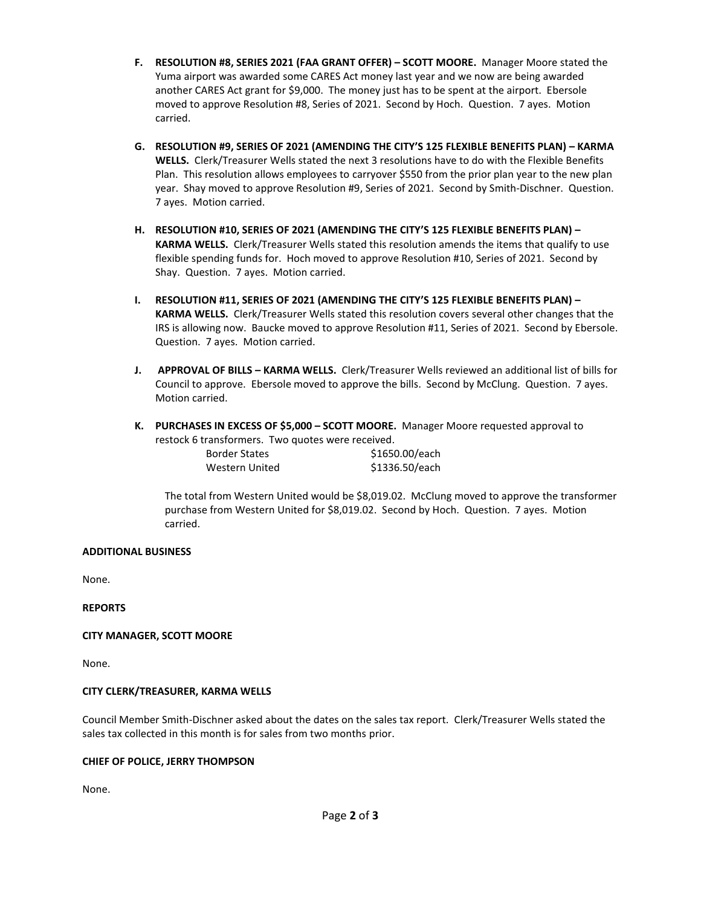**F. RESOLUTION #8, SERIES 2021 (FAA GRANT OFFER) – SCOTT MOORE.** Manager Moore stated the Yuma airport was awarded some CARES Act money last year and we now are being awarded another CARES Act grant for $9,000. The money just has to be spent at the airport. Ebersole moved to approve Resolution #8, Series of 2021. Second by Hoch. Question. 7 ayes. Motion carried.

**G. RESOLUTION #9, SERIES OF 2021 (AMENDING THE CITY'S 125 FLEXIBLE BENEFITS PLAN) – KARMA WELLS.** Clerk/Treasurer Wells stated the next 3 resolutions have to do with the Flexible Benefits Plan. This resolution allows employees to carryover $550 from the prior plan year to the new plan year. Shay moved to approve Resolution #9, Series of 2021. Second by Smith-Dischner. Question. 7 ayes. Motion carried.

**H. RESOLUTION #10, SERIES OF 2021 (AMENDING THE CITY'S 125 FLEXIBLE BENEFITS PLAN) – KARMA WELLS.** Clerk/Treasurer Wells stated this resolution amends the items that qualify to use flexible spending funds for. Hoch moved to approve Resolution #10, Series of 2021. Second by Shay. Question. 7 ayes. Motion carried.

**I. RESOLUTION #11, SERIES OF 2021 (AMENDING THE CITY'S 125 FLEXIBLE BENEFITS PLAN) – KARMA WELLS.** Clerk/Treasurer Wells stated this resolution covers several other changes that the IRS is allowing now. Baucke moved to approve Resolution #11, Series of 2021. Second by Ebersole. Question. 7 ayes. Motion carried.

**J. APPROVAL OF BILLS – KARMA WELLS.** Clerk/Treasurer Wells reviewed an additional list of bills for Council to approve. Ebersole moved to approve the bills. Second by McClung. Question. 7 ayes. Motion carried.

**K. PURCHASES IN EXCESS OF $5,000 – SCOTT MOORE.** Manager Moore requested approval to restock 6 transformers. Two quotes were received.

| | |
|---|---|
| Border States | $1650.00/each |
| Western United | $1336.50/each |

The total from Western United would be $8,019.02. McClung moved to approve the transformer purchase from Western United for $8,019.02. Second by Hoch. Question. 7 ayes. Motion carried.

**ADDITIONAL BUSINESS**

None.

**REPORTS**

**CITY MANAGER, SCOTT MOORE**

None.

**CITY CLERK/TREASURER, KARMA WELLS**

Council Member Smith-Dischner asked about the dates on the sales tax report. Clerk/Treasurer Wells stated the sales tax collected in this month is for sales from two months prior.

**CHIEF OF POLICE, JERRY THOMPSON**

None.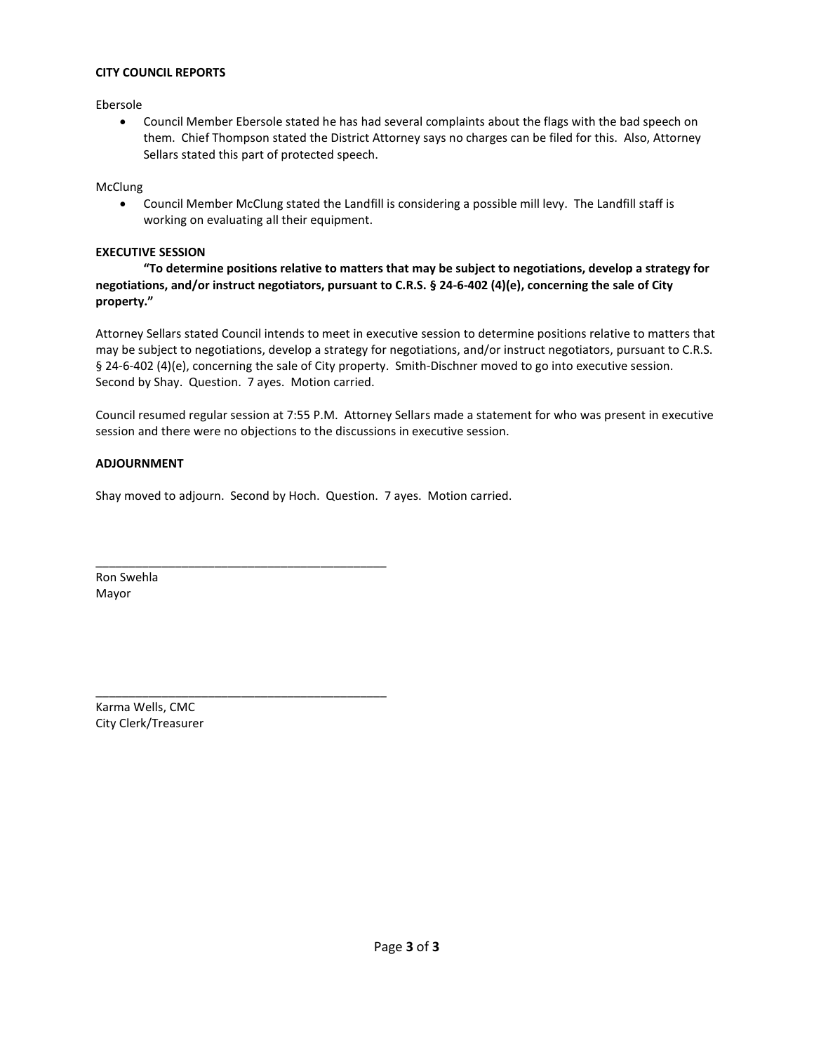**CITY COUNCIL REPORTS**

Ebersole

- Council Member Ebersole stated he has had several complaints about the flags with the bad speech on them. Chief Thompson stated the District Attorney says no charges can be filed for this. Also, Attorney Sellars stated this part of protected speech.

McClung

- Council Member McClung stated the Landfill is considering a possible mill levy. The Landfill staff is working on evaluating all their equipment.

**EXECUTIVE SESSION**

**"To determine positions relative to matters that may be subject to negotiations, develop a strategy for negotiations, and/or instruct negotiators, pursuant to C.R.S. § 24-6-402 (4)(e), concerning the sale of City property."**

Attorney Sellars stated Council intends to meet in executive session to determine positions relative to matters that may be subject to negotiations, develop a strategy for negotiations, and/or instruct negotiators, pursuant to C.R.S. § 24-6-402 (4)(e), concerning the sale of City property. Smith-Dischner moved to go into executive session. Second by Shay. Question. 7 ayes. Motion carried.

Council resumed regular session at 7:55 P.M. Attorney Sellars made a statement for who was present in executive session and there were no objections to the discussions in executive session.

**ADJOURNMENT**

Shay moved to adjourn. Second by Hoch. Question. 7 ayes. Motion carried.

\_\_\_\_\_\_\_\_\_\_\_\_\_\_\_\_\_\_\_\_\_\_\_\_\_\_\_\_\_\_\_\_\_\_\_\_\_\_\_\_\_\_\_\_
Ron Swehla
Mayor

\_\_\_\_\_\_\_\_\_\_\_\_\_\_\_\_\_\_\_\_\_\_\_\_\_\_\_\_\_\_\_\_\_\_\_\_\_\_\_\_\_\_\_\_
Karma Wells, CMC
City Clerk/Treasurer